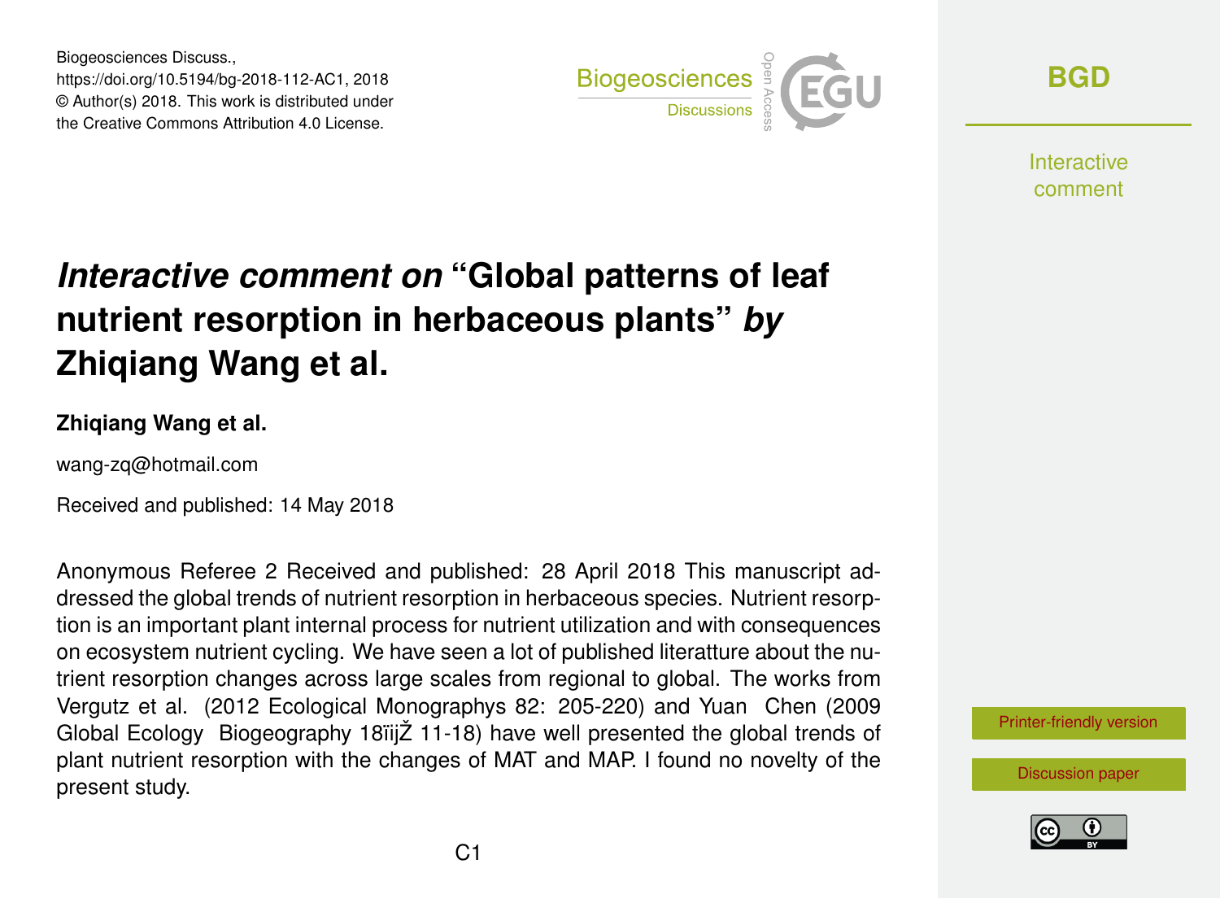Biogeosciences Discuss.,
https://doi.org/10.5194/bg-2018-112-AC1, 2018
© Author(s) 2018. This work is distributed under
the Creative Commons Attribution 4.0 License.

# *Interactive comment on* "Global patterns of leaf nutrient resorption in herbaceous plants" *by* Zhiqiang Wang et al.

**Zhiqiang Wang et al.**

wang-zq@hotmail.com

Received and published: 14 May 2018

Anonymous Referee 2 Received and published: 28 April 2018 This manuscript addressed the global trends of nutrient resorption in herbaceous species. Nutrient resorption is an important plant internal process for nutrient utilization and with consequences on ecosystem nutrient cycling. We have seen a lot of published literatture about the nutrient resorption changes across large scales from regional to global. The works from Vergutz et al. (2012 Ecological Monographys 82: 205-220) and Yuan Chen (2009 Global Ecology Biogeography 18ïijŽ 11-18) have well presented the global trends of plant nutrient resorption with the changes of MAT and MAP. I found no novelty of the present study.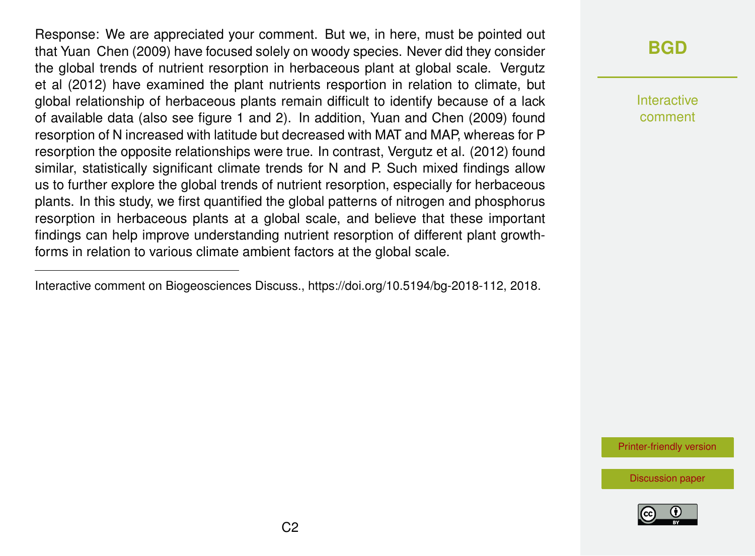Response: We are appreciated your comment. But we, in here, must be pointed out that Yuan Chen (2009) have focused solely on woody species. Never did they consider the global trends of nutrient resorption in herbaceous plant at global scale. Vergutz et al (2012) have examined the plant nutrients resportion in relation to climate, but global relationship of herbaceous plants remain difficult to identify because of a lack of available data (also see figure 1 and 2). In addition, Yuan and Chen (2009) found resorption of N increased with latitude but decreased with MAT and MAP, whereas for P resorption the opposite relationships were true. In contrast, Vergutz et al. (2012) found similar, statistically significant climate trends for N and P. Such mixed findings allow us to further explore the global trends of nutrient resorption, especially for herbaceous plants. In this study, we first quantified the global patterns of nitrogen and phosphorus resorption in herbaceous plants at a global scale, and believe that these important findings can help improve understanding nutrient resorption of different plant growth-forms in relation to various climate ambient factors at the global scale.

---

Interactive comment on Biogeosciences Discuss., https://doi.org/10.5194/bg-2018-112, 2018.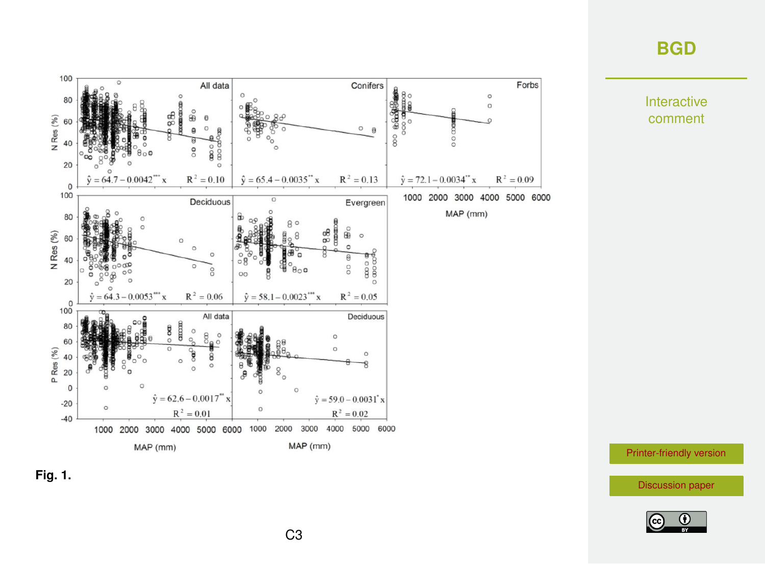**Fig. 1.**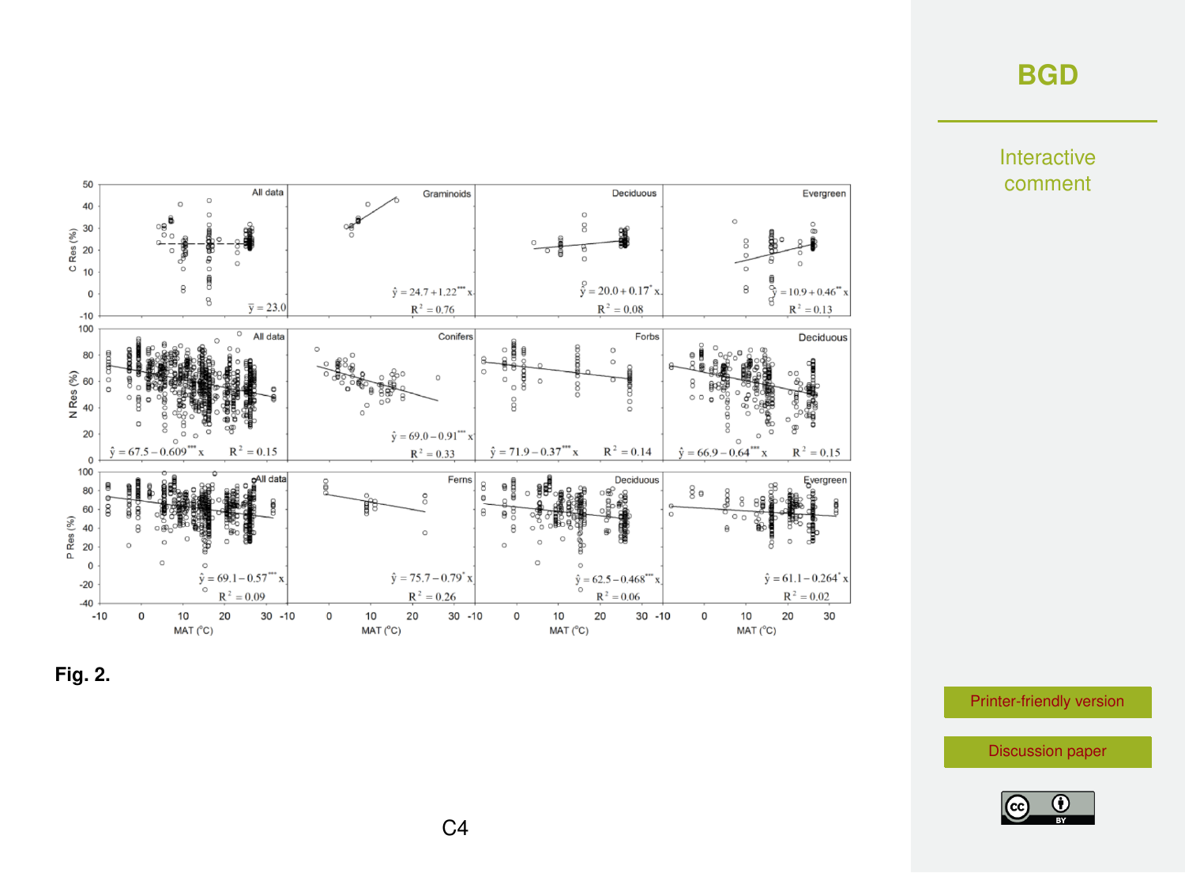C Res (%)

All data

$\bar{y} = 23.0$

Graminoids

$\hat{y} = 24.7 + 1.22^{***}x$

$R^2 = 0.76$

Deciduous

$\hat{y} = 20.0 + 0.17^{*}x$

$R^2 = 0.08$

Evergreen

$\hat{y} = 10.9 + 0.46^{**}x$

$R^2 = 0.13$

N Res (%)

All data

$\hat{y} = 67.5 - 0.609^{***}x$

$R^2 = 0.15$

Conifers

$\hat{y} = 69.0 - 0.91^{***}x$

$R^2 = 0.33$

Forbs

$\hat{y} = 71.9 - 0.37^{***}x$

$R^2 = 0.14$

Deciduous

$\hat{y} = 66.9 - 0.64^{***}x$

$R^2 = 0.15$

P Res (%)

All data

$\hat{y} = 69.1 - 0.57^{***}x$

$R^2 = 0.09$

Ferns

$\hat{y} = 75.7 - 0.79^{*}x$

$R^2 = 0.26$

Deciduous

$\hat{y} = 62.5 - 0.468^{***}x$

$R^2 = 0.06$

Evergreen

$\hat{y} = 61.1 - 0.264^{*}x$

$R^2 = 0.02$

MAT (°C)

**Fig. 2.**